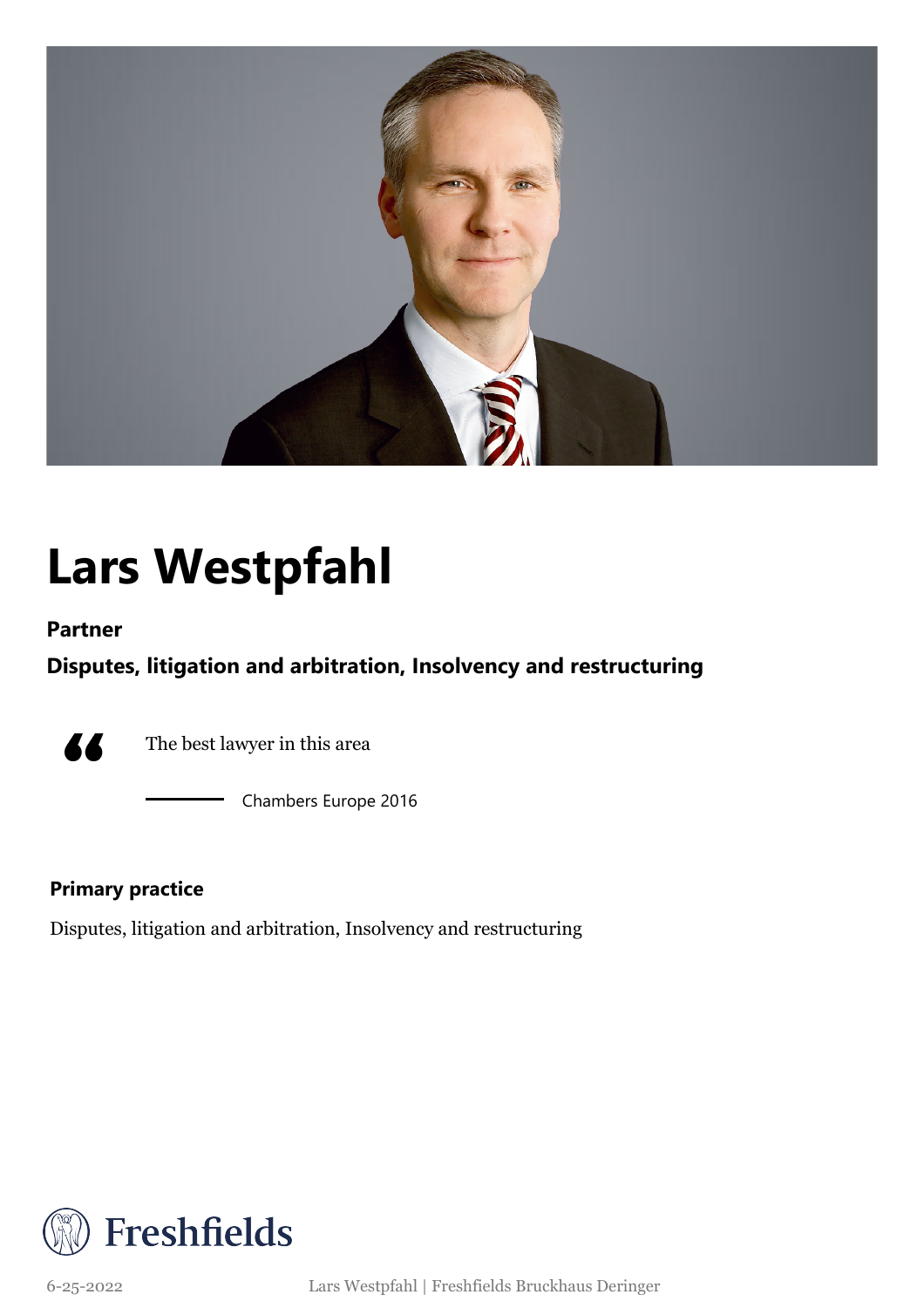# Lars Westpfahl

**Partner**

**Disputes, litigation and arbitration, Insolvency and restructuring**

> The best lawyer in this area
>
> — Chambers Europe 2016

**Primary practice**

Disputes, litigation and arbitration, Insolvency and restructuring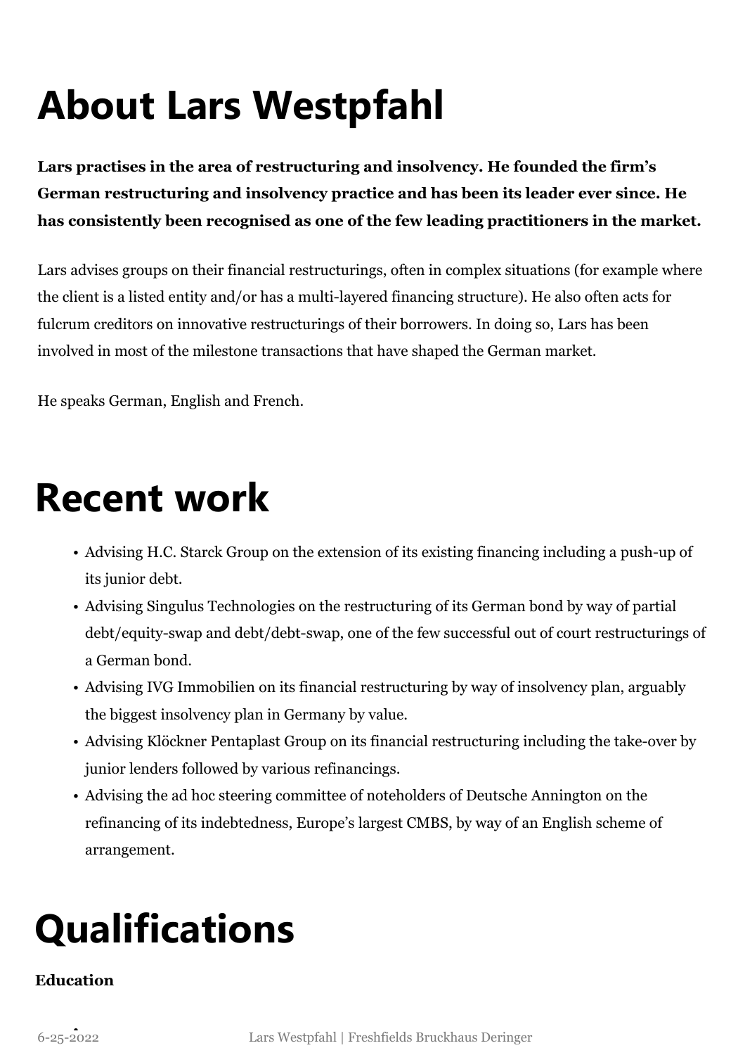# About Lars Westpfahl

**Lars practises in the area of restructuring and insolvency. He founded the firm's German restructuring and insolvency practice and has been its leader ever since. He has consistently been recognised as one of the few leading practitioners in the market.**

Lars advises groups on their financial restructurings, often in complex situations (for example where the client is a listed entity and/or has a multi-layered financing structure). He also often acts for fulcrum creditors on innovative restructurings of their borrowers. In doing so, Lars has been involved in most of the milestone transactions that have shaped the German market.

He speaks German, English and French.

# Recent work

- Advising H.C. Starck Group on the extension of its existing financing including a push-up of its junior debt.
- Advising Singulus Technologies on the restructuring of its German bond by way of partial debt/equity-swap and debt/debt-swap, one of the few successful out of court restructurings of a German bond.
- Advising IVG Immobilien on its financial restructuring by way of insolvency plan, arguably the biggest insolvency plan in Germany by value.
- Advising Klöckner Pentaplast Group on its financial restructuring including the take-over by junior lenders followed by various refinancings.
- Advising the ad hoc steering committee of noteholders of Deutsche Annington on the refinancing of its indebtedness, Europe's largest CMBS, by way of an English scheme of arrangement.

# Qualifications

**Education**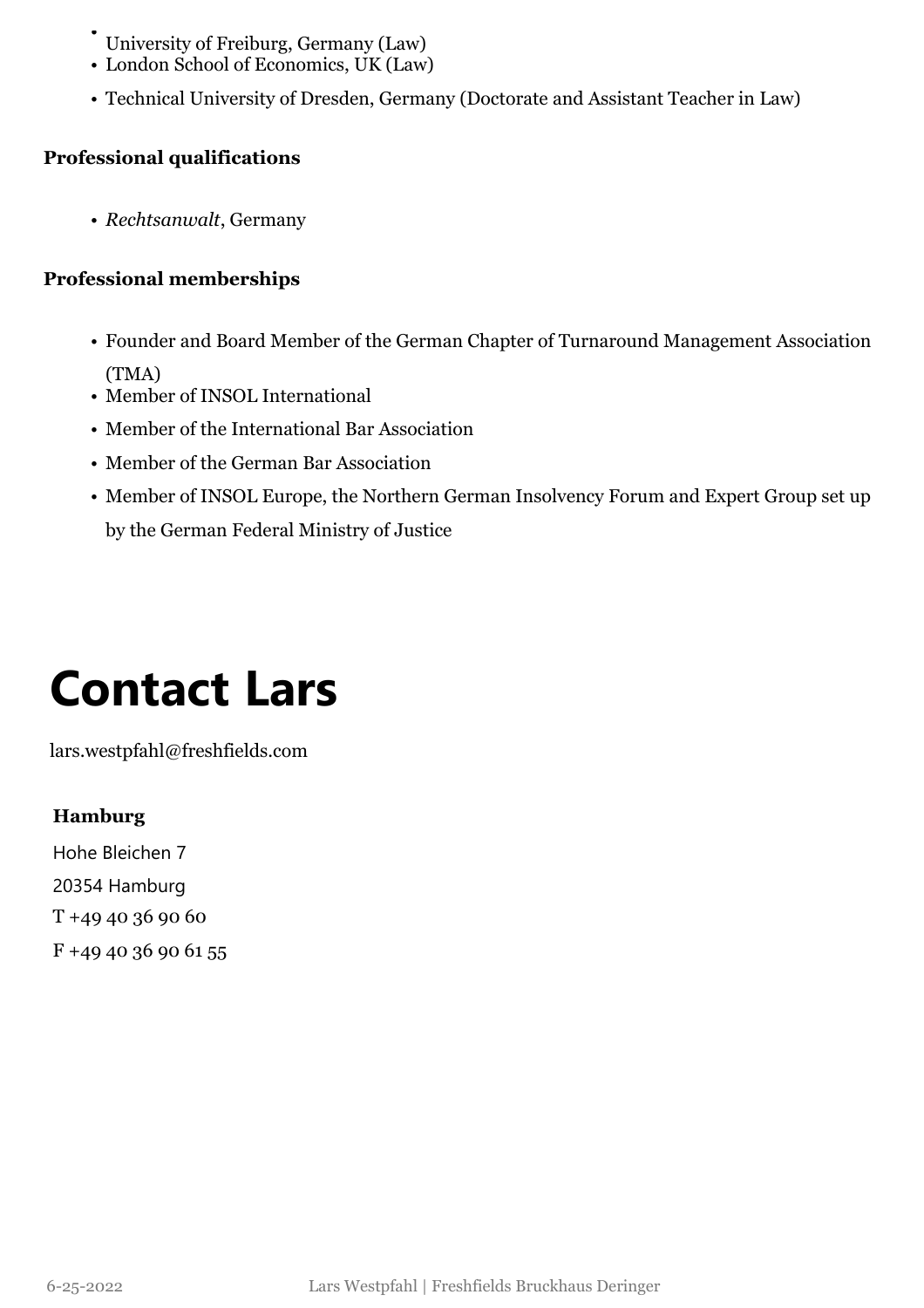- University of Freiburg, Germany (Law)
- London School of Economics, UK (Law)
- Technical University of Dresden, Germany (Doctorate and Assistant Teacher in Law)

**Professional qualifications**

- *Rechtsanwalt*, Germany

**Professional memberships**

- Founder and Board Member of the German Chapter of Turnaround Management Association (TMA)
- Member of INSOL International
- Member of the International Bar Association
- Member of the German Bar Association
- Member of INSOL Europe, the Northern German Insolvency Forum and Expert Group set up by the German Federal Ministry of Justice

# Contact Lars

lars.westpfahl@freshfields.com

**Hamburg**

Hohe Bleichen 7
20354 Hamburg
T +49 40 36 90 60
F +49 40 36 90 61 55